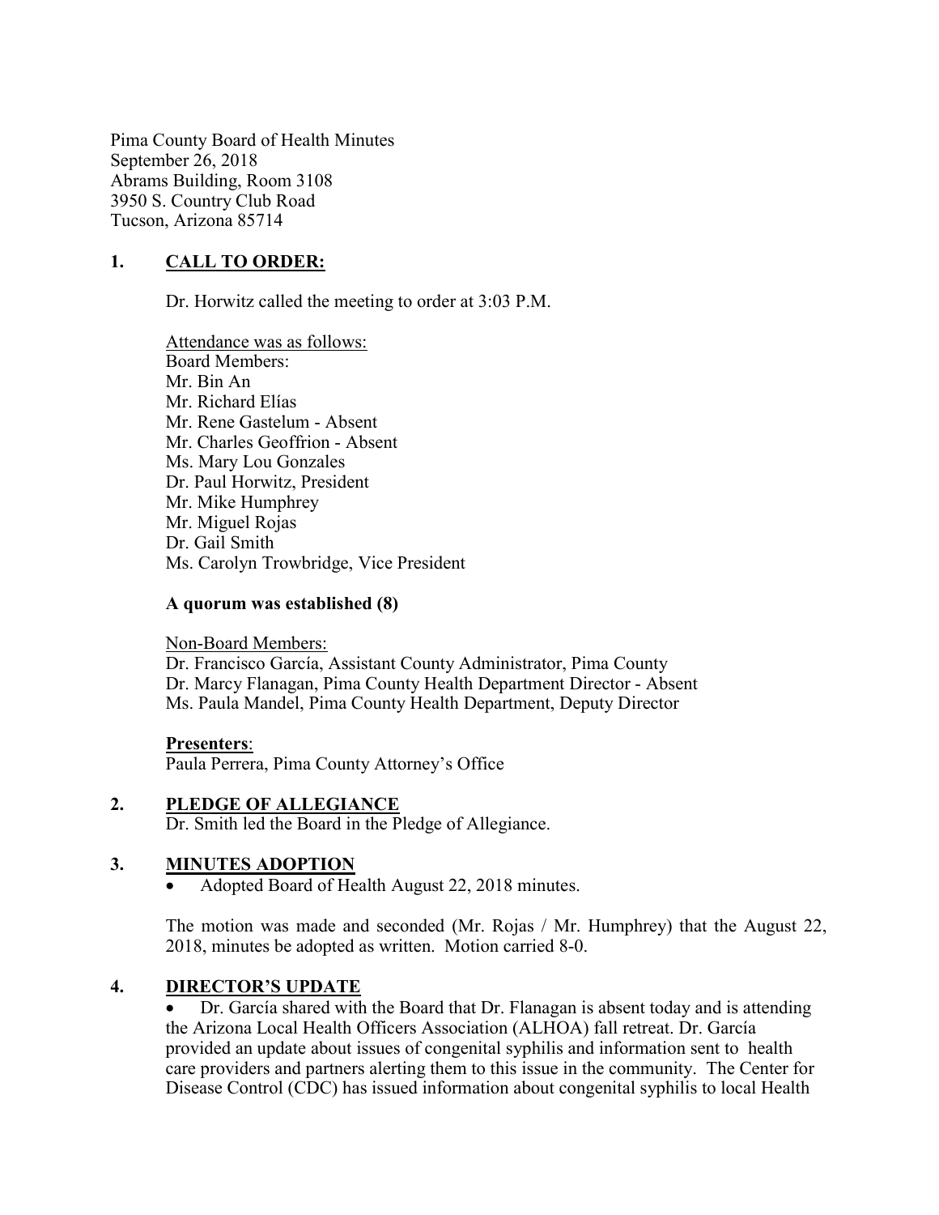Pima County Board of Health Minutes
September 26, 2018
Abrams Building, Room 3108
3950 S. Country Club Road
Tucson, Arizona 85714

## 1. CALL TO ORDER:

Dr. Horwitz called the meeting to order at 3:03 P.M.

Attendance was as follows:
Board Members:
Mr. Bin An
Mr. Richard Elías
Mr. Rene Gastelum - Absent
Mr. Charles Geoffrion - Absent
Ms. Mary Lou Gonzales
Dr. Paul Horwitz, President
Mr. Mike Humphrey
Mr. Miguel Rojas
Dr. Gail Smith
Ms. Carolyn Trowbridge, Vice President

**A quorum was established (8)**

Non-Board Members:
Dr. Francisco García, Assistant County Administrator, Pima County
Dr. Marcy Flanagan, Pima County Health Department Director - Absent
Ms. Paula Mandel, Pima County Health Department, Deputy Director

**Presenters**:
Paula Perrera, Pima County Attorney's Office

## 2. PLEDGE OF ALLEGIANCE

Dr. Smith led the Board in the Pledge of Allegiance.

## 3. MINUTES ADOPTION

- Adopted Board of Health August 22, 2018 minutes.

The motion was made and seconded (Mr. Rojas / Mr. Humphrey) that the August 22, 2018, minutes be adopted as written. Motion carried 8-0.

## 4. DIRECTOR'S UPDATE

- Dr. García shared with the Board that Dr. Flanagan is absent today and is attending the Arizona Local Health Officers Association (ALHOA) fall retreat. Dr. García provided an update about issues of congenital syphilis and information sent to health care providers and partners alerting them to this issue in the community. The Center for Disease Control (CDC) has issued information about congenital syphilis to local Health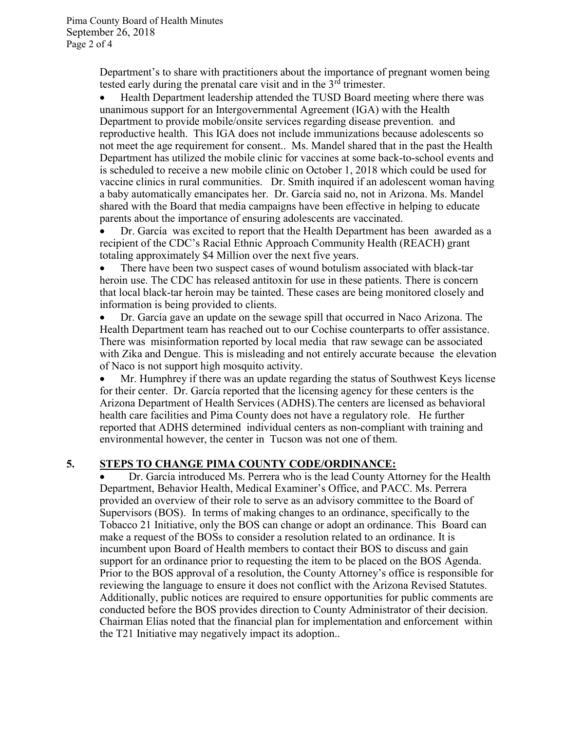Department's to share with practitioners about the importance of pregnant women being tested early during the prenatal care visit and in the 3rd trimester.

- Health Department leadership attended the TUSD Board meeting where there was unanimous support for an Intergovernmental Agreement (IGA) with the Health Department to provide mobile/onsite services regarding disease prevention. and reproductive health. This IGA does not include immunizations because adolescents so not meet the age requirement for consent.. Ms. Mandel shared that in the past the Health Department has utilized the mobile clinic for vaccines at some back-to-school events and is scheduled to receive a new mobile clinic on October 1, 2018 which could be used for vaccine clinics in rural communities. Dr. Smith inquired if an adolescent woman having a baby automatically emancipates her. Dr. García said no, not in Arizona. Ms. Mandel shared with the Board that media campaigns have been effective in helping to educate parents about the importance of ensuring adolescents are vaccinated.
- Dr. García was excited to report that the Health Department has been awarded as a recipient of the CDC's Racial Ethnic Approach Community Health (REACH) grant totaling approximately $4 Million over the next five years.
- There have been two suspect cases of wound botulism associated with black-tar heroin use. The CDC has released antitoxin for use in these patients. There is concern that local black-tar heroin may be tainted. These cases are being monitored closely and information is being provided to clients.
- Dr. García gave an update on the sewage spill that occurred in Naco Arizona. The Health Department team has reached out to our Cochise counterparts to offer assistance. There was misinformation reported by local media that raw sewage can be associated with Zika and Dengue. This is misleading and not entirely accurate because the elevation of Naco is not support high mosquito activity.
- Mr. Humphrey if there was an update regarding the status of Southwest Keys license for their center. Dr. García reported that the licensing agency for these centers is the Arizona Department of Health Services (ADHS).The centers are licensed as behavioral health care facilities and Pima County does not have a regulatory role. He further reported that ADHS determined individual centers as non-compliant with training and environmental however, the center in Tucson was not one of them.

## 5. STEPS TO CHANGE PIMA COUNTY CODE/ORDINANCE:

- Dr. García introduced Ms. Perrera who is the lead County Attorney for the Health Department, Behavior Health, Medical Examiner's Office, and PACC. Ms. Perrera provided an overview of their role to serve as an advisory committee to the Board of Supervisors (BOS). In terms of making changes to an ordinance, specifically to the Tobacco 21 Initiative, only the BOS can change or adopt an ordinance. This Board can make a request of the BOSs to consider a resolution related to an ordinance. It is incumbent upon Board of Health members to contact their BOS to discuss and gain support for an ordinance prior to requesting the item to be placed on the BOS Agenda. Prior to the BOS approval of a resolution, the County Attorney's office is responsible for reviewing the language to ensure it does not conflict with the Arizona Revised Statutes. Additionally, public notices are required to ensure opportunities for public comments are conducted before the BOS provides direction to County Administrator of their decision. Chairman Elías noted that the financial plan for implementation and enforcement within the T21 Initiative may negatively impact its adoption..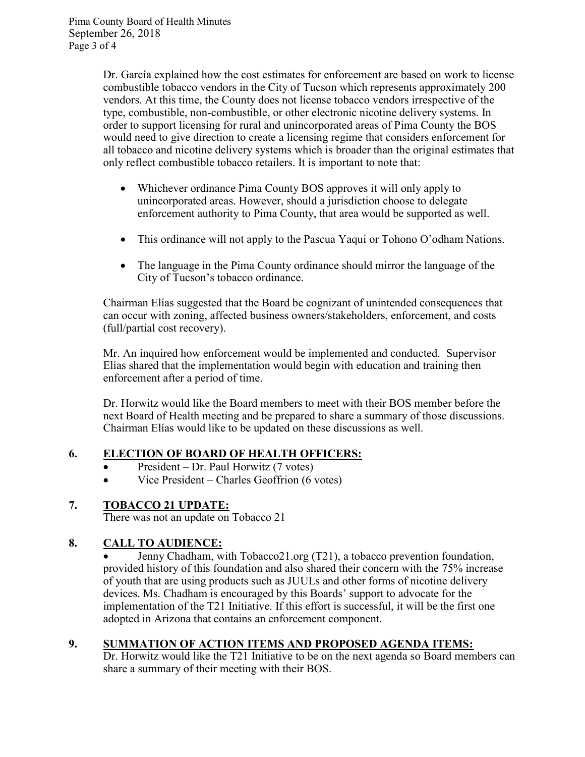Dr. García explained how the cost estimates for enforcement are based on work to license combustible tobacco vendors in the City of Tucson which represents approximately 200 vendors. At this time, the County does not license tobacco vendors irrespective of the type, combustible, non-combustible, or other electronic nicotine delivery systems. In order to support licensing for rural and unincorporated areas of Pima County the BOS would need to give direction to create a licensing regime that considers enforcement for all tobacco and nicotine delivery systems which is broader than the original estimates that only reflect combustible tobacco retailers. It is important to note that:

- Whichever ordinance Pima County BOS approves it will only apply to unincorporated areas. However, should a jurisdiction choose to delegate enforcement authority to Pima County, that area would be supported as well.
- This ordinance will not apply to the Pascua Yaqui or Tohono O'odham Nations.
- The language in the Pima County ordinance should mirror the language of the City of Tucson's tobacco ordinance.

Chairman Elías suggested that the Board be cognizant of unintended consequences that can occur with zoning, affected business owners/stakeholders, enforcement, and costs (full/partial cost recovery).

Mr. An inquired how enforcement would be implemented and conducted. Supervisor Elías shared that the implementation would begin with education and training then enforcement after a period of time.

Dr. Horwitz would like the Board members to meet with their BOS member before the next Board of Health meeting and be prepared to share a summary of those discussions. Chairman Elías would like to be updated on these discussions as well.

## 6. ELECTION OF BOARD OF HEALTH OFFICERS:

- President – Dr. Paul Horwitz (7 votes)
- Vice President – Charles Geoffrion (6 votes)

## 7. TOBACCO 21 UPDATE:

There was not an update on Tobacco 21

## 8. CALL TO AUDIENCE:

- Jenny Chadham, with Tobacco21.org (T21), a tobacco prevention foundation, provided history of this foundation and also shared their concern with the 75% increase of youth that are using products such as JUULs and other forms of nicotine delivery devices. Ms. Chadham is encouraged by this Boards' support to advocate for the implementation of the T21 Initiative. If this effort is successful, it will be the first one adopted in Arizona that contains an enforcement component.

## 9. SUMMATION OF ACTION ITEMS AND PROPOSED AGENDA ITEMS:

Dr. Horwitz would like the T21 Initiative to be on the next agenda so Board members can share a summary of their meeting with their BOS.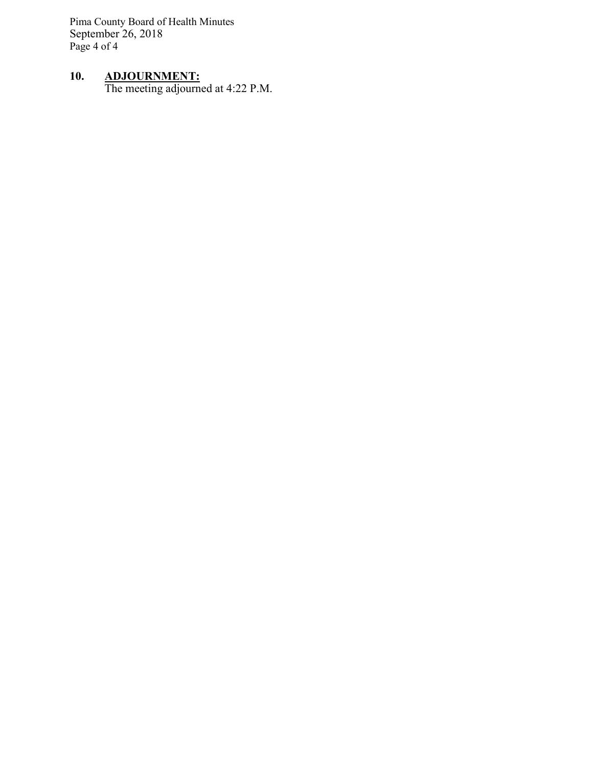**10. ADJOURNMENT:**

The meeting adjourned at 4:22 P.M.